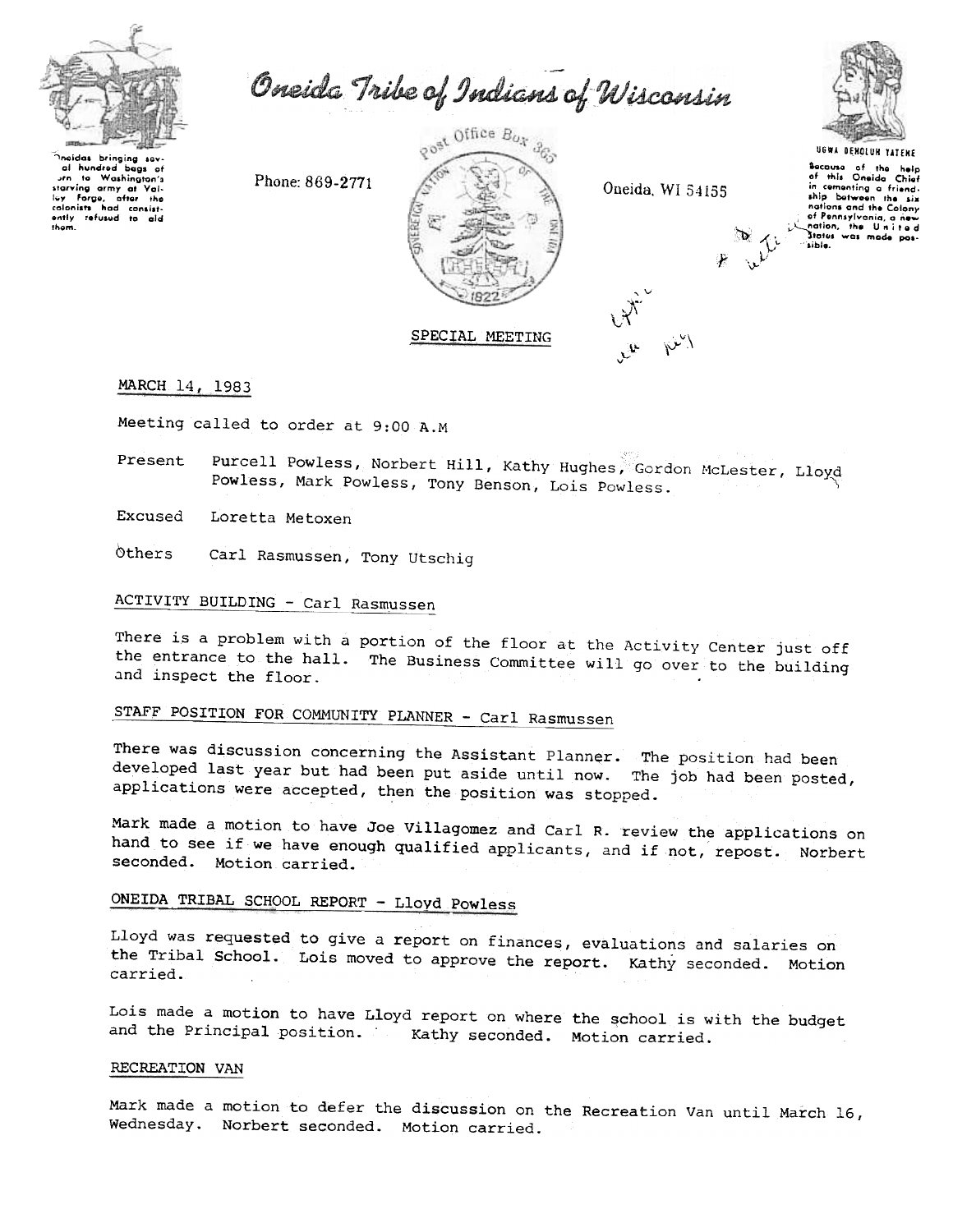# Oneida Tribe of Indians of Wisconsin

Oneidas bringing several hundred bags of corn to Washington's starving army at Valley Forge, after the colonists had consistently refused to aid them.

Phone: 869-2771

Post Office Box 365

Oneida, WI 54155

UGWA DEHOLUH YATEHE

Because of the help of this Oneida Chief in cementing a friendship between the six nations and the Colony of Pennsylvania, a new nation, the United States was made possible.

SPECIAL MEETING

MARCH 14, 1983

Meeting called to order at 9:00 A.M

Present Purcell Powless, Norbert Hill, Kathy Hughes, Gordon McLester, Lloyd Powless, Mark Powless, Tony Benson, Lois Powless.

Excused Loretta Metoxen

Others Carl Rasmussen, Tony Utschig

## ACTIVITY BUILDING - Carl Rasmussen

There is a problem with a portion of the floor at the Activity Center just off the entrance to the hall. The Business Committee will go over to the building and inspect the floor.

## STAFF POSITION FOR COMMUNITY PLANNER - Carl Rasmussen

There was discussion concerning the Assistant Planner. The position had been developed last year but had been put aside until now. The job had been posted, applications were accepted, then the position was stopped.

Mark made a motion to have Joe Villagomez and Carl R. review the applications on hand to see if we have enough qualified applicants, and if not, repost. Norbert seconded. Motion carried.

## ONEIDA TRIBAL SCHOOL REPORT - Lloyd Powless

Lloyd was requested to give a report on finances, evaluations and salaries on the Tribal School. Lois moved to approve the report. Kathy seconded. Motion carried.

Lois made a motion to have Lloyd report on where the school is with the budget and the Principal position. Kathy seconded. Motion carried.

## RECREATION VAN

Mark made a motion to defer the discussion on the Recreation Van until March 16, Wednesday. Norbert seconded. Motion carried.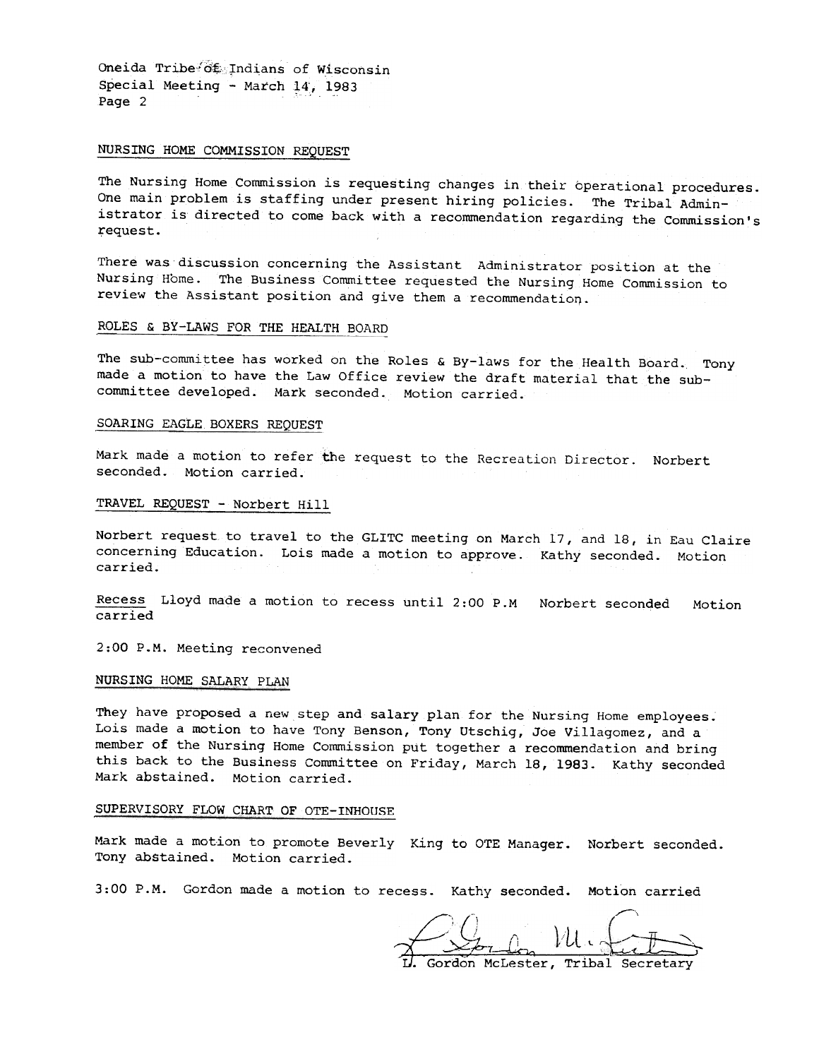## NURSING HOME COMMISSION REQUEST

The Nursing Home Commission is requesting changes in their operational procedures. One main problem is staffing under present hiring policies. The Tribal Administrator is directed to come back with a recommendation regarding the Commission's request.

There was discussion concerning the Assistant Administrator position at the Nursing Home. The Business Committee requested the Nursing Home Commission to review the Assistant position and give them a recommendation.

## ROLES & BY-LAWS FOR THE HEALTH BOARD

The sub-committee has worked on the Roles & By-laws for the Health Board. Tony made a motion to have the Law Office review the draft material that the sub-committee developed. Mark seconded. Motion carried.

## SOARING EAGLE BOXERS REQUEST

Mark made a motion to refer the request to the Recreation Director. Norbert seconded. Motion carried.

## TRAVEL REQUEST - Norbert Hill

Norbert request to travel to the GLITC meeting on March 17, and 18, in Eau Claire concerning Education. Lois made a motion to approve. Kathy seconded. Motion carried.

Recess Lloyd made a motion to recess until 2:00 P.M Norbert seconded Motion carried

2:00 P.M. Meeting reconvened

## NURSING HOME SALARY PLAN

They have proposed a new step and salary plan for the Nursing Home employees. Lois made a motion to have Tony Benson, Tony Utschig, Joe Villagomez, and a member of the Nursing Home Commission put together a recommendation and bring this back to the Business Committee on Friday, March 18, 1983. Kathy seconded Mark abstained. Motion carried.

## SUPERVISORY FLOW CHART OF OTE-INHOUSE

Mark made a motion to promote Beverly King to OTE Manager. Norbert seconded. Tony abstained. Motion carried.

3:00 P.M. Gordon made a motion to recess. Kathy seconded. Motion carried

L. Gordon McLester, Tribal Secretary